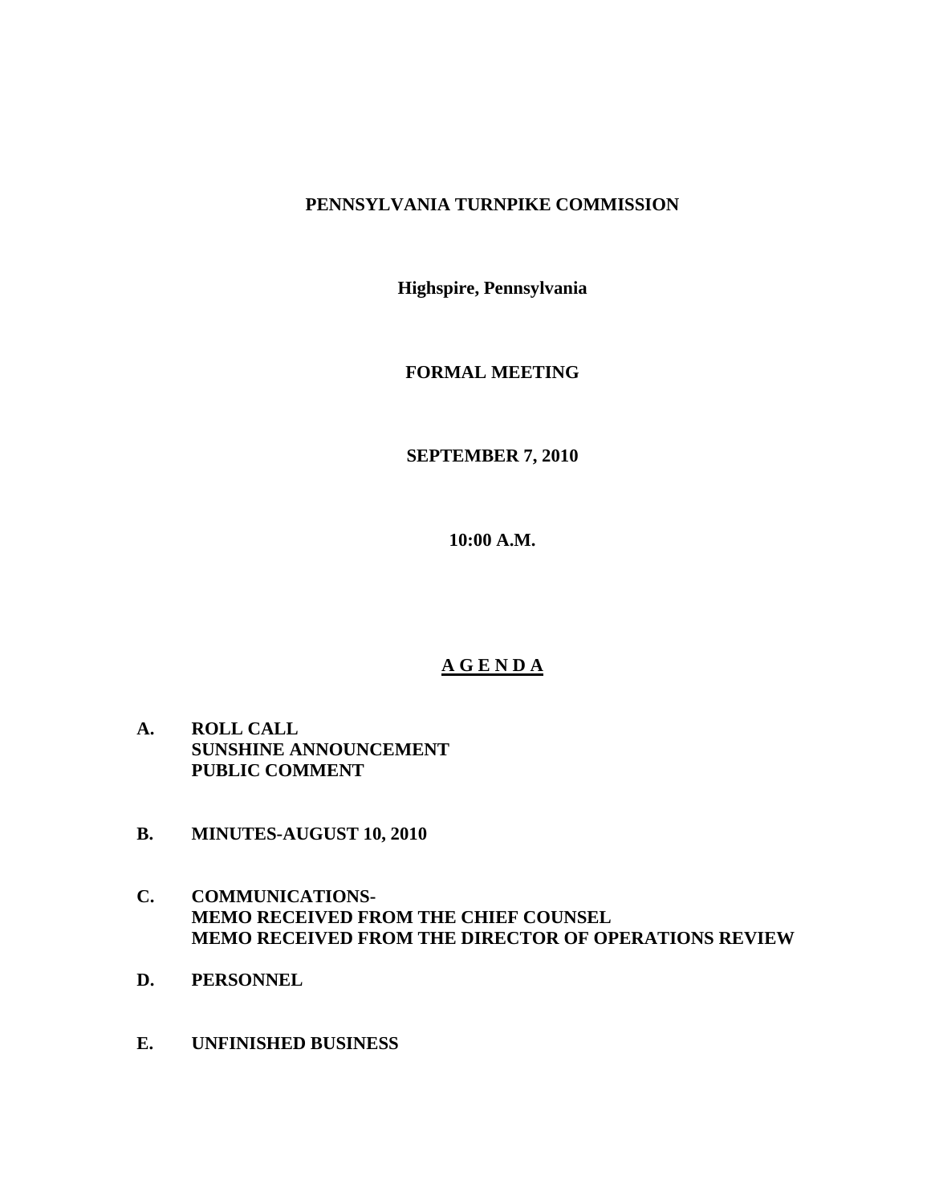**PENNSYLVANIA TURNPIKE COMMISSION**

**Highspire, Pennsylvania**

**FORMAL MEETING**

**SEPTEMBER 7, 2010**

**10:00 A.M.**

## A G E N D A

**A. ROLL CALL**
**SUNSHINE ANNOUNCEMENT**
**PUBLIC COMMENT**

**B. MINUTES-AUGUST 10, 2010**

**C. COMMUNICATIONS-**
**MEMO RECEIVED FROM THE CHIEF COUNSEL**
**MEMO RECEIVED FROM THE DIRECTOR OF OPERATIONS REVIEW**

**D. PERSONNEL**

**E. UNFINISHED BUSINESS**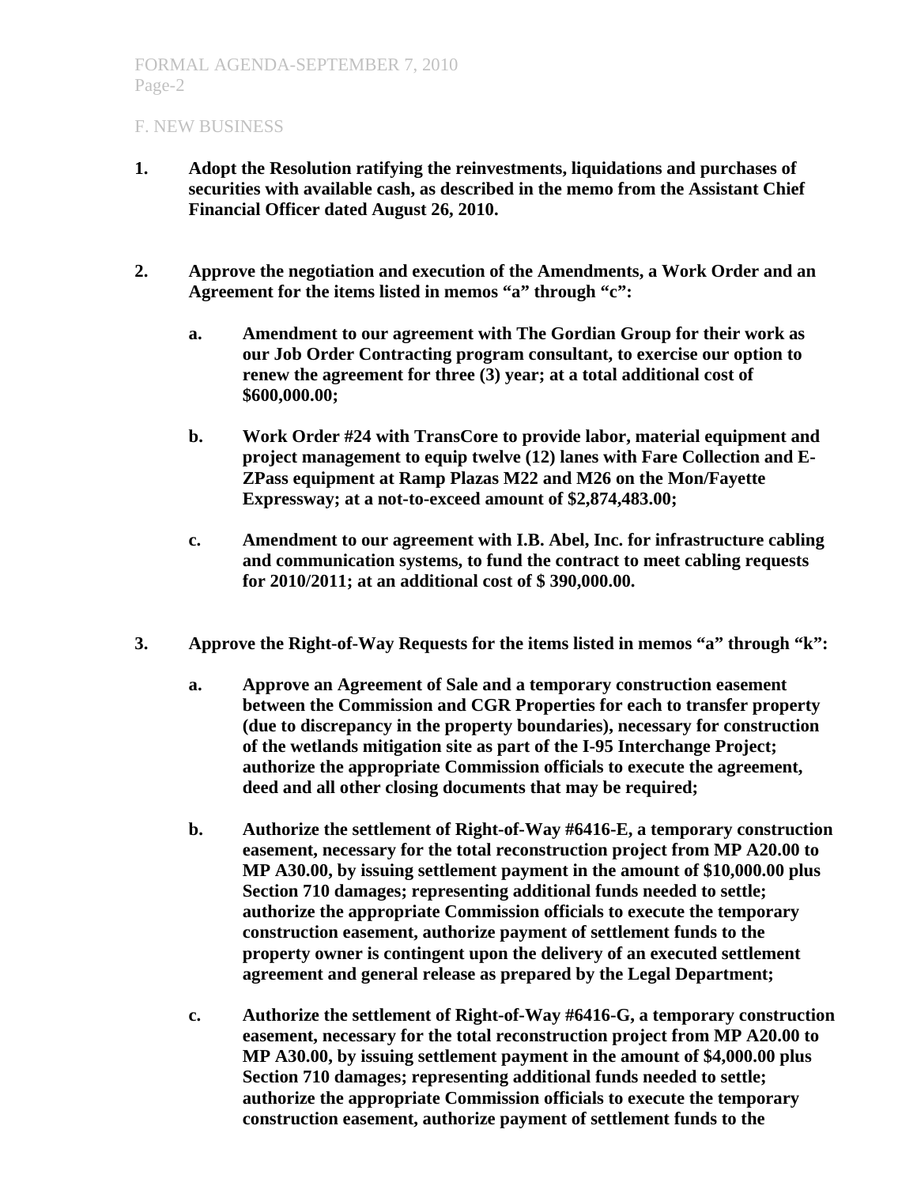## F. NEW BUSINESS

1. **Adopt the Resolution ratifying the reinvestments, liquidations and purchases of securities with available cash, as described in the memo from the Assistant Chief Financial Officer dated August 26, 2010.**

2. **Approve the negotiation and execution of the Amendments, a Work Order and an Agreement for the items listed in memos "a" through "c":**

   a. **Amendment to our agreement with The Gordian Group for their work as our Job Order Contracting program consultant, to exercise our option to renew the agreement for three (3) year; at a total additional cost of $600,000.00;**

   b. **Work Order #24 with TransCore to provide labor, material equipment and project management to equip twelve (12) lanes with Fare Collection and E-ZPass equipment at Ramp Plazas M22 and M26 on the Mon/Fayette Expressway; at a not-to-exceed amount of $2,874,483.00;**

   c. **Amendment to our agreement with I.B. Abel, Inc. for infrastructure cabling and communication systems, to fund the contract to meet cabling requests for 2010/2011; at an additional cost of $ 390,000.00.**

3. **Approve the Right-of-Way Requests for the items listed in memos "a" through "k":**

   a. **Approve an Agreement of Sale and a temporary construction easement between the Commission and CGR Properties for each to transfer property (due to discrepancy in the property boundaries), necessary for construction of the wetlands mitigation site as part of the I-95 Interchange Project; authorize the appropriate Commission officials to execute the agreement, deed and all other closing documents that may be required;**

   b. **Authorize the settlement of Right-of-Way #6416-E, a temporary construction easement, necessary for the total reconstruction project from MP A20.00 to MP A30.00, by issuing settlement payment in the amount of $10,000.00 plus Section 710 damages; representing additional funds needed to settle; authorize the appropriate Commission officials to execute the temporary construction easement, authorize payment of settlement funds to the property owner is contingent upon the delivery of an executed settlement agreement and general release as prepared by the Legal Department;**

   c. **Authorize the settlement of Right-of-Way #6416-G, a temporary construction easement, necessary for the total reconstruction project from MP A20.00 to MP A30.00, by issuing settlement payment in the amount of $4,000.00 plus Section 710 damages; representing additional funds needed to settle; authorize the appropriate Commission officials to execute the temporary construction easement, authorize payment of settlement funds to the**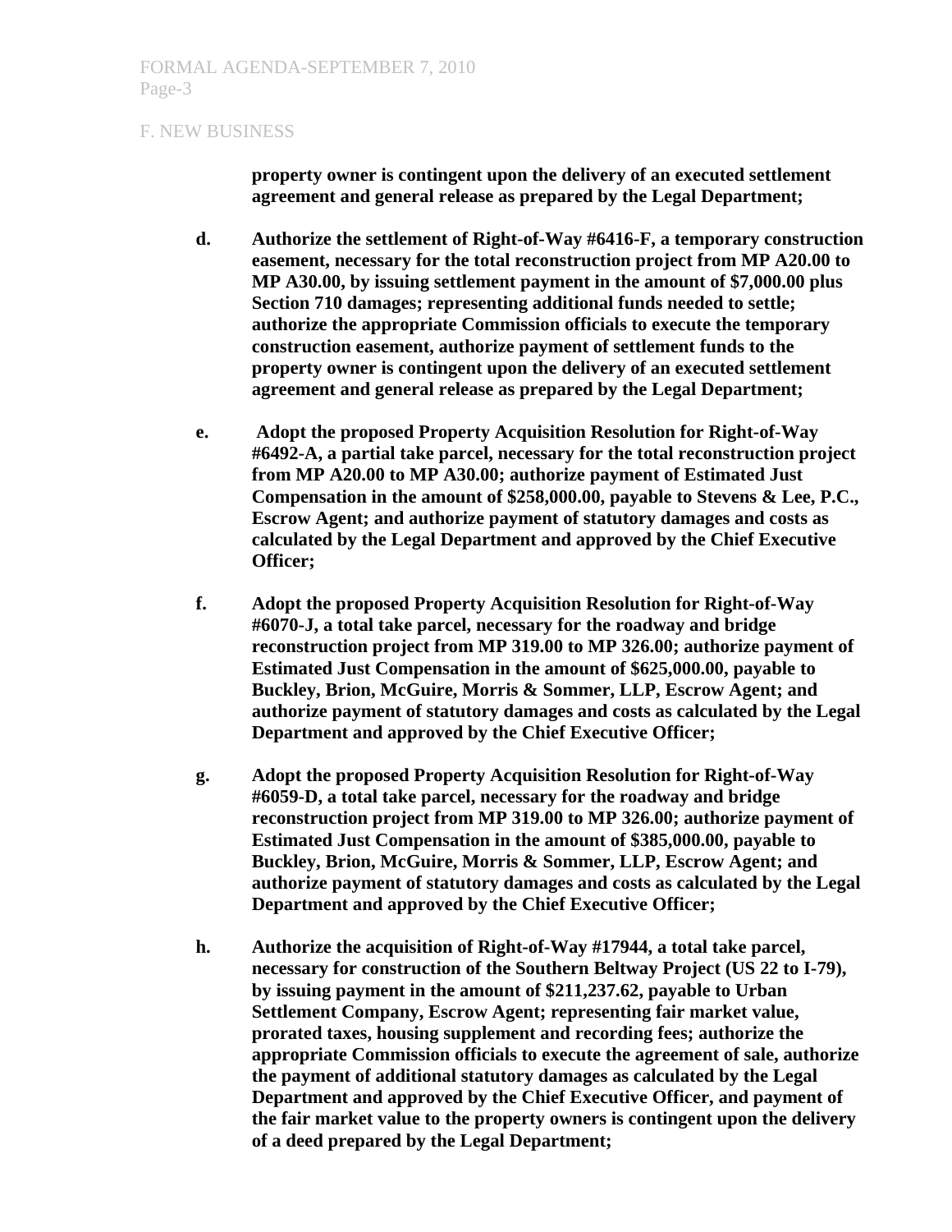F. NEW BUSINESS

**property owner is contingent upon the delivery of an executed settlement agreement and general release as prepared by the Legal Department;**

**d.** **Authorize the settlement of Right-of-Way #6416-F, a temporary construction easement, necessary for the total reconstruction project from MP A20.00 to MP A30.00, by issuing settlement payment in the amount of $7,000.00 plus Section 710 damages; representing additional funds needed to settle; authorize the appropriate Commission officials to execute the temporary construction easement, authorize payment of settlement funds to the property owner is contingent upon the delivery of an executed settlement agreement and general release as prepared by the Legal Department;**

**e.** **Adopt the proposed Property Acquisition Resolution for Right-of-Way #6492-A, a partial take parcel, necessary for the total reconstruction project from MP A20.00 to MP A30.00; authorize payment of Estimated Just Compensation in the amount of $258,000.00, payable to Stevens & Lee, P.C., Escrow Agent; and authorize payment of statutory damages and costs as calculated by the Legal Department and approved by the Chief Executive Officer;**

**f.** **Adopt the proposed Property Acquisition Resolution for Right-of-Way #6070-J, a total take parcel, necessary for the roadway and bridge reconstruction project from MP 319.00 to MP 326.00; authorize payment of Estimated Just Compensation in the amount of $625,000.00, payable to Buckley, Brion, McGuire, Morris & Sommer, LLP, Escrow Agent; and authorize payment of statutory damages and costs as calculated by the Legal Department and approved by the Chief Executive Officer;**

**g.** **Adopt the proposed Property Acquisition Resolution for Right-of-Way #6059-D, a total take parcel, necessary for the roadway and bridge reconstruction project from MP 319.00 to MP 326.00; authorize payment of Estimated Just Compensation in the amount of $385,000.00, payable to Buckley, Brion, McGuire, Morris & Sommer, LLP, Escrow Agent; and authorize payment of statutory damages and costs as calculated by the Legal Department and approved by the Chief Executive Officer;**

**h.** **Authorize the acquisition of Right-of-Way #17944, a total take parcel, necessary for construction of the Southern Beltway Project (US 22 to I-79), by issuing payment in the amount of $211,237.62, payable to Urban Settlement Company, Escrow Agent; representing fair market value, prorated taxes, housing supplement and recording fees; authorize the appropriate Commission officials to execute the agreement of sale, authorize the payment of additional statutory damages as calculated by the Legal Department and approved by the Chief Executive Officer, and payment of the fair market value to the property owners is contingent upon the delivery of a deed prepared by the Legal Department;**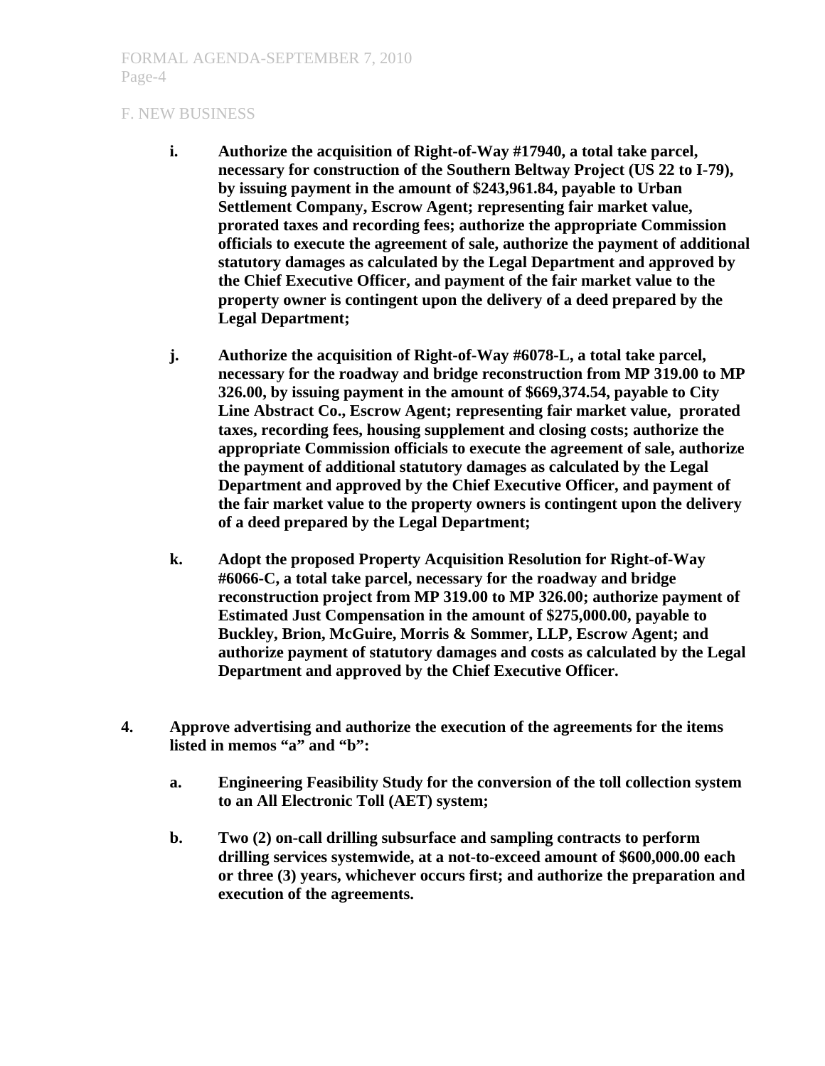F. NEW BUSINESS

- **i.** **Authorize the acquisition of Right-of-Way #17940, a total take parcel, necessary for construction of the Southern Beltway Project (US 22 to I-79), by issuing payment in the amount of $243,961.84, payable to Urban Settlement Company, Escrow Agent; representing fair market value, prorated taxes and recording fees; authorize the appropriate Commission officials to execute the agreement of sale, authorize the payment of additional statutory damages as calculated by the Legal Department and approved by the Chief Executive Officer, and payment of the fair market value to the property owner is contingent upon the delivery of a deed prepared by the Legal Department;**

- **j.** **Authorize the acquisition of Right-of-Way #6078-L, a total take parcel, necessary for the roadway and bridge reconstruction from MP 319.00 to MP 326.00, by issuing payment in the amount of $669,374.54, payable to City Line Abstract Co., Escrow Agent; representing fair market value, prorated taxes, recording fees, housing supplement and closing costs; authorize the appropriate Commission officials to execute the agreement of sale, authorize the payment of additional statutory damages as calculated by the Legal Department and approved by the Chief Executive Officer, and payment of the fair market value to the property owners is contingent upon the delivery of a deed prepared by the Legal Department;**

- **k.** **Adopt the proposed Property Acquisition Resolution for Right-of-Way #6066-C, a total take parcel, necessary for the roadway and bridge reconstruction project from MP 319.00 to MP 326.00; authorize payment of Estimated Just Compensation in the amount of $275,000.00, payable to Buckley, Brion, McGuire, Morris & Sommer, LLP, Escrow Agent; and authorize payment of statutory damages and costs as calculated by the Legal Department and approved by the Chief Executive Officer.**

**4.** **Approve advertising and authorize the execution of the agreements for the items listed in memos "a" and "b":**

- **a.** **Engineering Feasibility Study for the conversion of the toll collection system to an All Electronic Toll (AET) system;**

- **b.** **Two (2) on-call drilling subsurface and sampling contracts to perform drilling services systemwide, at a not-to-exceed amount of $600,000.00 each or three (3) years, whichever occurs first; and authorize the preparation and execution of the agreements.**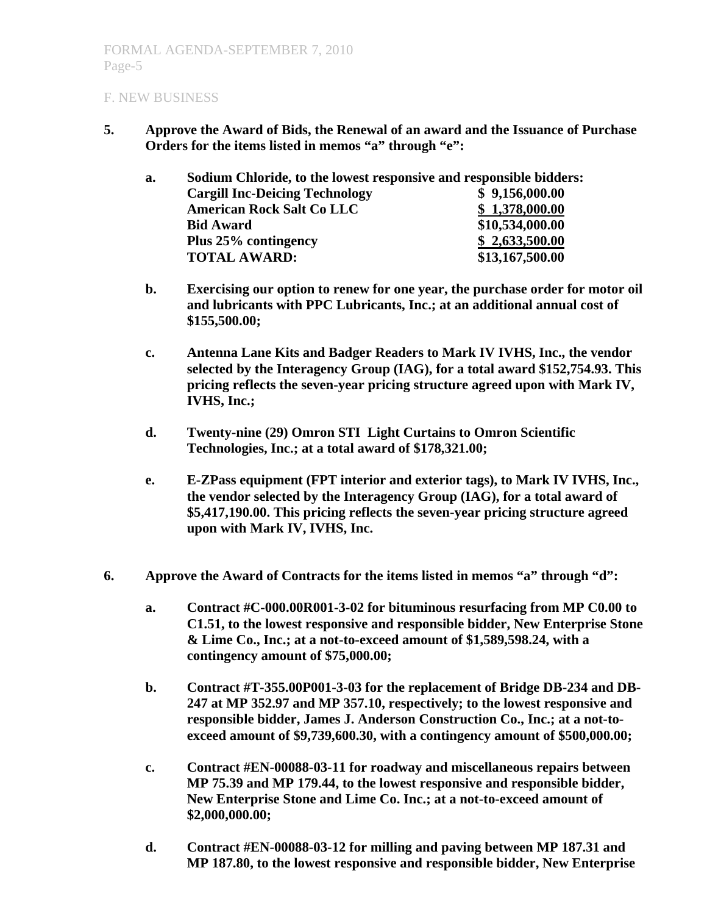F. NEW BUSINESS

**5. Approve the Award of Bids, the Renewal of an award and the Issuance of Purchase Orders for the items listed in memos "a" through "e":**

**a. Sodium Chloride, to the lowest responsive and responsible bidders:**

| | |
|---|---|
| **Cargill Inc-Deicing Technology** | **$ 9,156,000.00** |
| **American Rock Salt Co LLC** | **$ 1,378,000.00** |
| **Bid Award** | **$10,534,000.00** |
| **Plus 25% contingency** | **$ 2,633,500.00** |
| **TOTAL AWARD:** | **$13,167,500.00** |

**b. Exercising our option to renew for one year, the purchase order for motor oil and lubricants with PPC Lubricants, Inc.; at an additional annual cost of $155,500.00;**

**c. Antenna Lane Kits and Badger Readers to Mark IV IVHS, Inc., the vendor selected by the Interagency Group (IAG), for a total award $152,754.93. This pricing reflects the seven-year pricing structure agreed upon with Mark IV, IVHS, Inc.;**

**d. Twenty-nine (29) Omron STI Light Curtains to Omron Scientific Technologies, Inc.; at a total award of $178,321.00;**

**e. E-ZPass equipment (FPT interior and exterior tags), to Mark IV IVHS, Inc., the vendor selected by the Interagency Group (IAG), for a total award of $5,417,190.00. This pricing reflects the seven-year pricing structure agreed upon with Mark IV, IVHS, Inc.**

**6. Approve the Award of Contracts for the items listed in memos "a" through "d":**

**a. Contract #C-000.00R001-3-02 for bituminous resurfacing from MP C0.00 to C1.51, to the lowest responsive and responsible bidder, New Enterprise Stone & Lime Co., Inc.; at a not-to-exceed amount of $1,589,598.24, with a contingency amount of $75,000.00;**

**b. Contract #T-355.00P001-3-03 for the replacement of Bridge DB-234 and DB-247 at MP 352.97 and MP 357.10, respectively; to the lowest responsive and responsible bidder, James J. Anderson Construction Co., Inc.; at a not-to-exceed amount of $9,739,600.30, with a contingency amount of $500,000.00;**

**c. Contract #EN-00088-03-11 for roadway and miscellaneous repairs between MP 75.39 and MP 179.44, to the lowest responsive and responsible bidder, New Enterprise Stone and Lime Co. Inc.; at a not-to-exceed amount of $2,000,000.00;**

**d. Contract #EN-00088-03-12 for milling and paving between MP 187.31 and MP 187.80, to the lowest responsive and responsible bidder, New Enterprise**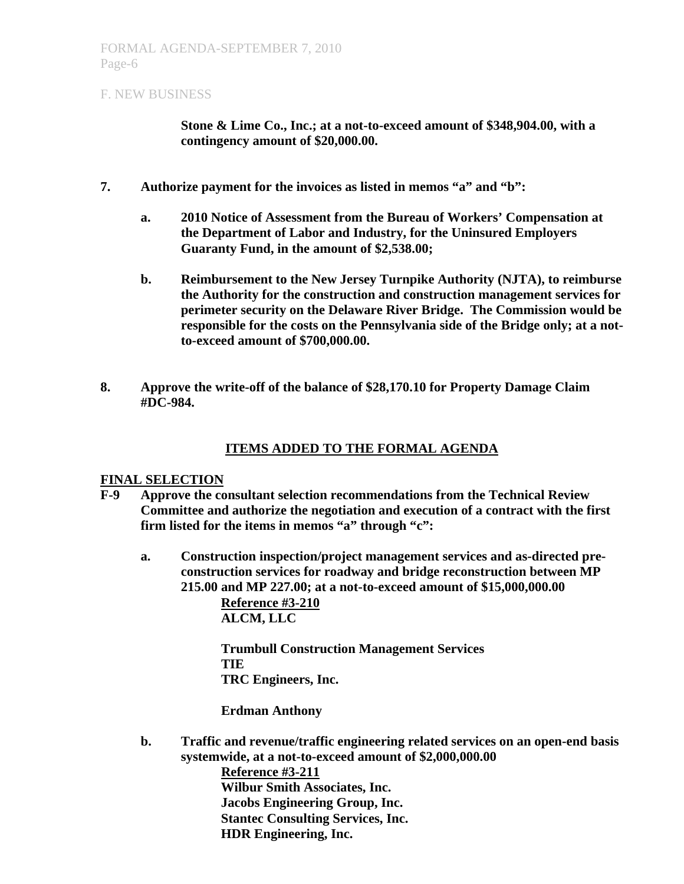F. NEW BUSINESS

**Stone & Lime Co., Inc.; at a not-to-exceed amount of $348,904.00, with a contingency amount of $20,000.00.**

**7. Authorize payment for the invoices as listed in memos "a" and "b":**

**a. 2010 Notice of Assessment from the Bureau of Workers' Compensation at the Department of Labor and Industry, for the Uninsured Employers Guaranty Fund, in the amount of $2,538.00;**

**b. Reimbursement to the New Jersey Turnpike Authority (NJTA), to reimburse the Authority for the construction and construction management services for perimeter security on the Delaware River Bridge. The Commission would be responsible for the costs on the Pennsylvania side of the Bridge only; at a not-to-exceed amount of $700,000.00.**

**8. Approve the write-off of the balance of $28,170.10 for Property Damage Claim #DC-984.**

## ITEMS ADDED TO THE FORMAL AGENDA

**FINAL SELECTION**

**F-9 Approve the consultant selection recommendations from the Technical Review Committee and authorize the negotiation and execution of a contract with the first firm listed for the items in memos "a" through "c":**

**a. Construction inspection/project management services and as-directed pre-construction services for roadway and bridge reconstruction between MP 215.00 and MP 227.00; at a not-to-exceed amount of $15,000,000.00**

**Reference #3-210**
**ALCM, LLC**

**Trumbull Construction Management Services**
**TIE**
**TRC Engineers, Inc.**

**Erdman Anthony**

**b. Traffic and revenue/traffic engineering related services on an open-end basis systemwide, at a not-to-exceed amount of $2,000,000.00**

**Reference #3-211**
**Wilbur Smith Associates, Inc.**
**Jacobs Engineering Group, Inc.**
**Stantec Consulting Services, Inc.**
**HDR Engineering, Inc.**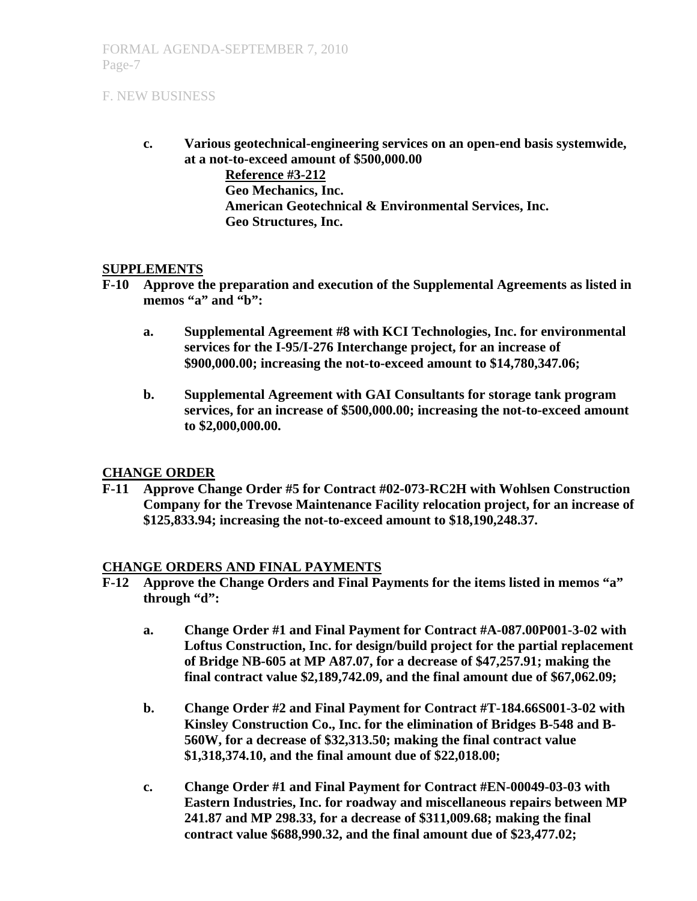F. NEW BUSINESS

**c. Various geotechnical-engineering services on an open-end basis systemwide, at a not-to-exceed amount of $500,000.00**

**<u>Reference #3-212</u>**
**Geo Mechanics, Inc.**
**American Geotechnical & Environmental Services, Inc.**
**Geo Structures, Inc.**

**<u>SUPPLEMENTS</u>**

**F-10 Approve the preparation and execution of the Supplemental Agreements as listed in memos "a" and "b":**

**a. Supplemental Agreement #8 with KCI Technologies, Inc. for environmental services for the I-95/I-276 Interchange project, for an increase of $900,000.00; increasing the not-to-exceed amount to $14,780,347.06;**

**b. Supplemental Agreement with GAI Consultants for storage tank program services, for an increase of $500,000.00; increasing the not-to-exceed amount to $2,000,000.00.**

**<u>CHANGE ORDER</u>**

**F-11 Approve Change Order #5 for Contract #02-073-RC2H with Wohlsen Construction Company for the Trevose Maintenance Facility relocation project, for an increase of $125,833.94; increasing the not-to-exceed amount to $18,190,248.37.**

**<u>CHANGE ORDERS AND FINAL PAYMENTS</u>**

**F-12 Approve the Change Orders and Final Payments for the items listed in memos "a" through "d":**

**a. Change Order #1 and Final Payment for Contract #A-087.00P001-3-02 with Loftus Construction, Inc. for design/build project for the partial replacement of Bridge NB-605 at MP A87.07, for a decrease of $47,257.91; making the final contract value $2,189,742.09, and the final amount due of $67,062.09;**

**b. Change Order #2 and Final Payment for Contract #T-184.66S001-3-02 with Kinsley Construction Co., Inc. for the elimination of Bridges B-548 and B-560W, for a decrease of $32,313.50; making the final contract value $1,318,374.10, and the final amount due of $22,018.00;**

**c. Change Order #1 and Final Payment for Contract #EN-00049-03-03 with Eastern Industries, Inc. for roadway and miscellaneous repairs between MP 241.87 and MP 298.33, for a decrease of $311,009.68; making the final contract value $688,990.32, and the final amount due of $23,477.02;**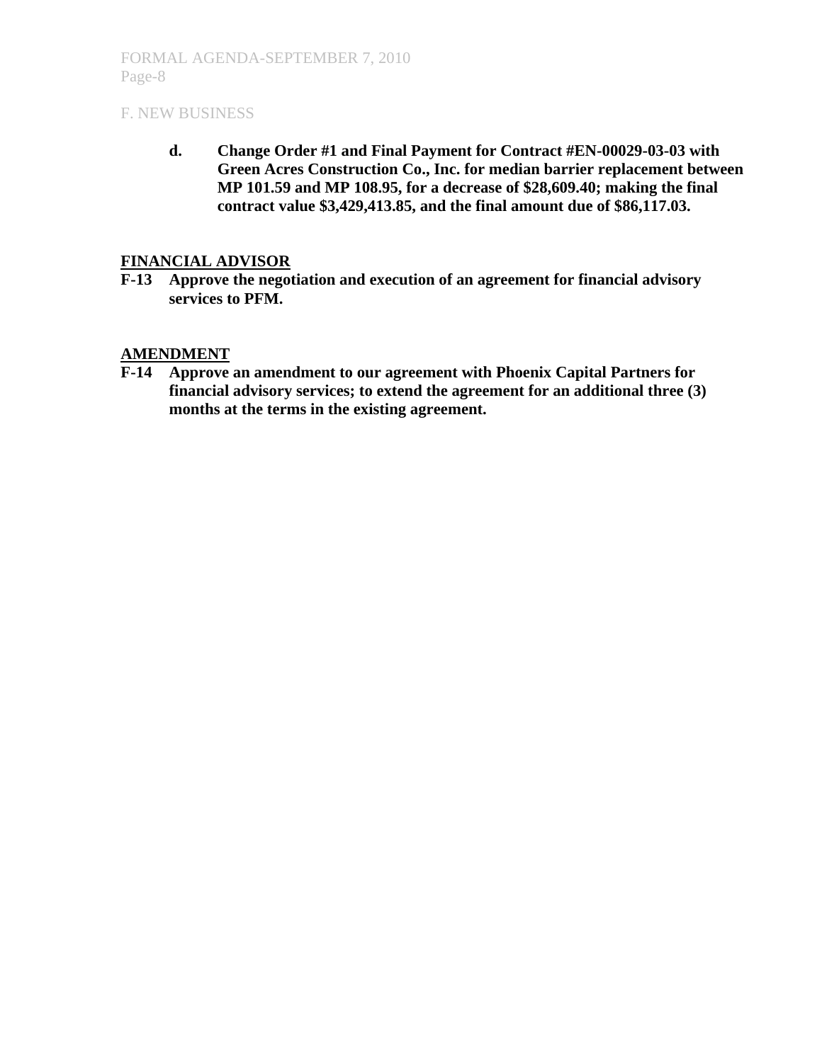F. NEW BUSINESS

**d. Change Order #1 and Final Payment for Contract #EN-00029-03-03 with Green Acres Construction Co., Inc. for median barrier replacement between MP 101.59 and MP 108.95, for a decrease of $28,609.40; making the final contract value $3,429,413.85, and the final amount due of $86,117.03.**

**FINANCIAL ADVISOR**

**F-13 Approve the negotiation and execution of an agreement for financial advisory services to PFM.**

**AMENDMENT**

**F-14 Approve an amendment to our agreement with Phoenix Capital Partners for financial advisory services; to extend the agreement for an additional three (3) months at the terms in the existing agreement.**